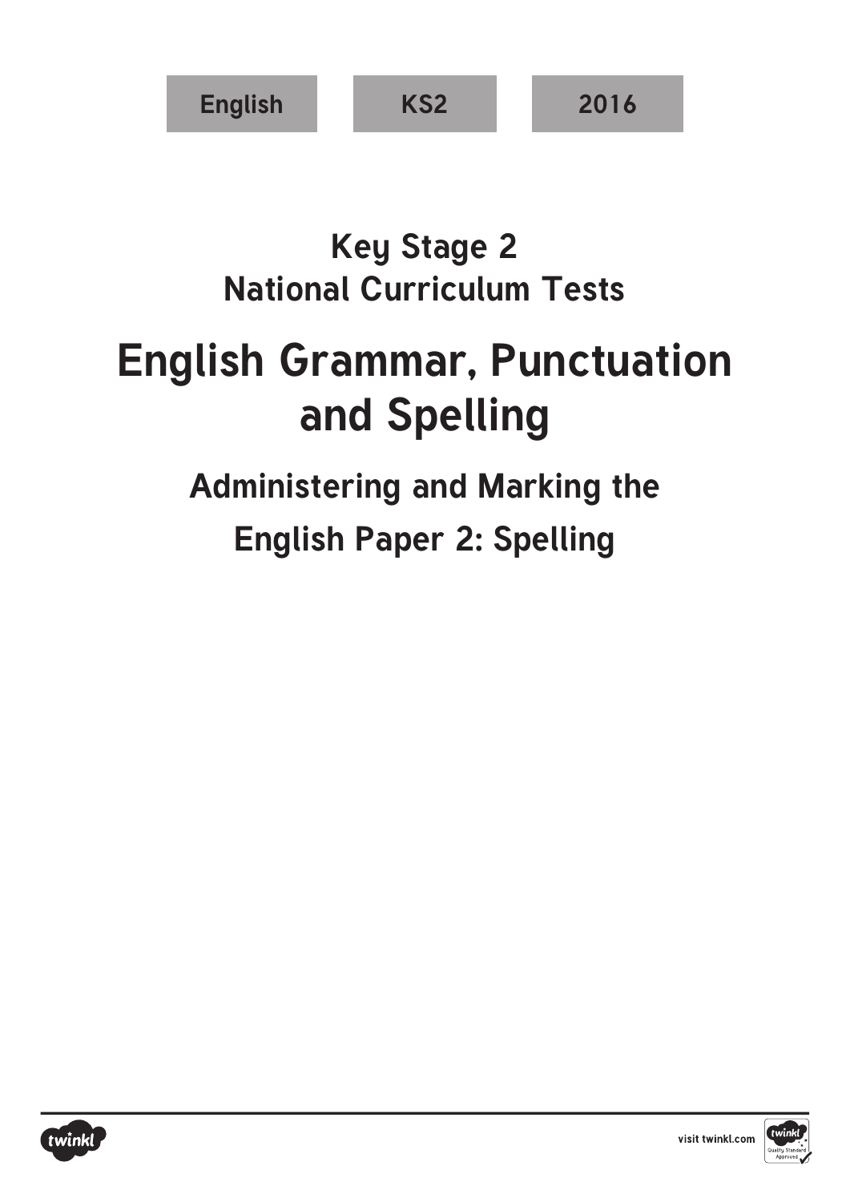English | KS2 | 2016

## Key Stage 2
## National Curriculum Tests

# English Grammar, Punctuation and Spelling

## Administering and Marking the English Paper 2: Spelling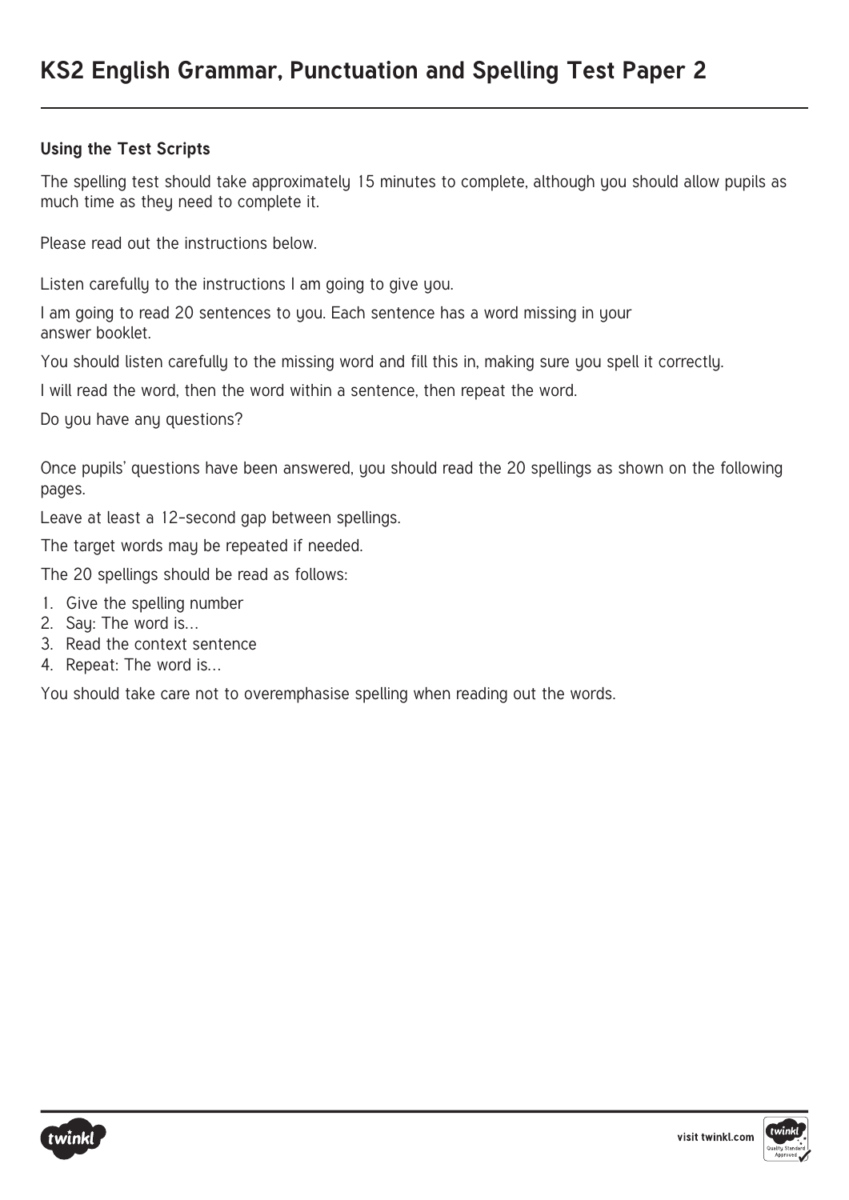# KS2 English Grammar, Punctuation and Spelling Test Paper 2

### Using the Test Scripts

The spelling test should take approximately 15 minutes to complete, although you should allow pupils as much time as they need to complete it.

Please read out the instructions below.

Listen carefully to the instructions I am going to give you.

I am going to read 20 sentences to you. Each sentence has a word missing in your answer booklet.

You should listen carefully to the missing word and fill this in, making sure you spell it correctly.

I will read the word, then the word within a sentence, then repeat the word.

Do you have any questions?

Once pupils' questions have been answered, you should read the 20 spellings as shown on the following pages.

Leave at least a 12-second gap between spellings.

The target words may be repeated if needed.

The 20 spellings should be read as follows:

1. Give the spelling number
2. Say: The word is…
3. Read the context sentence
4. Repeat: The word is…

You should take care not to overemphasise spelling when reading out the words.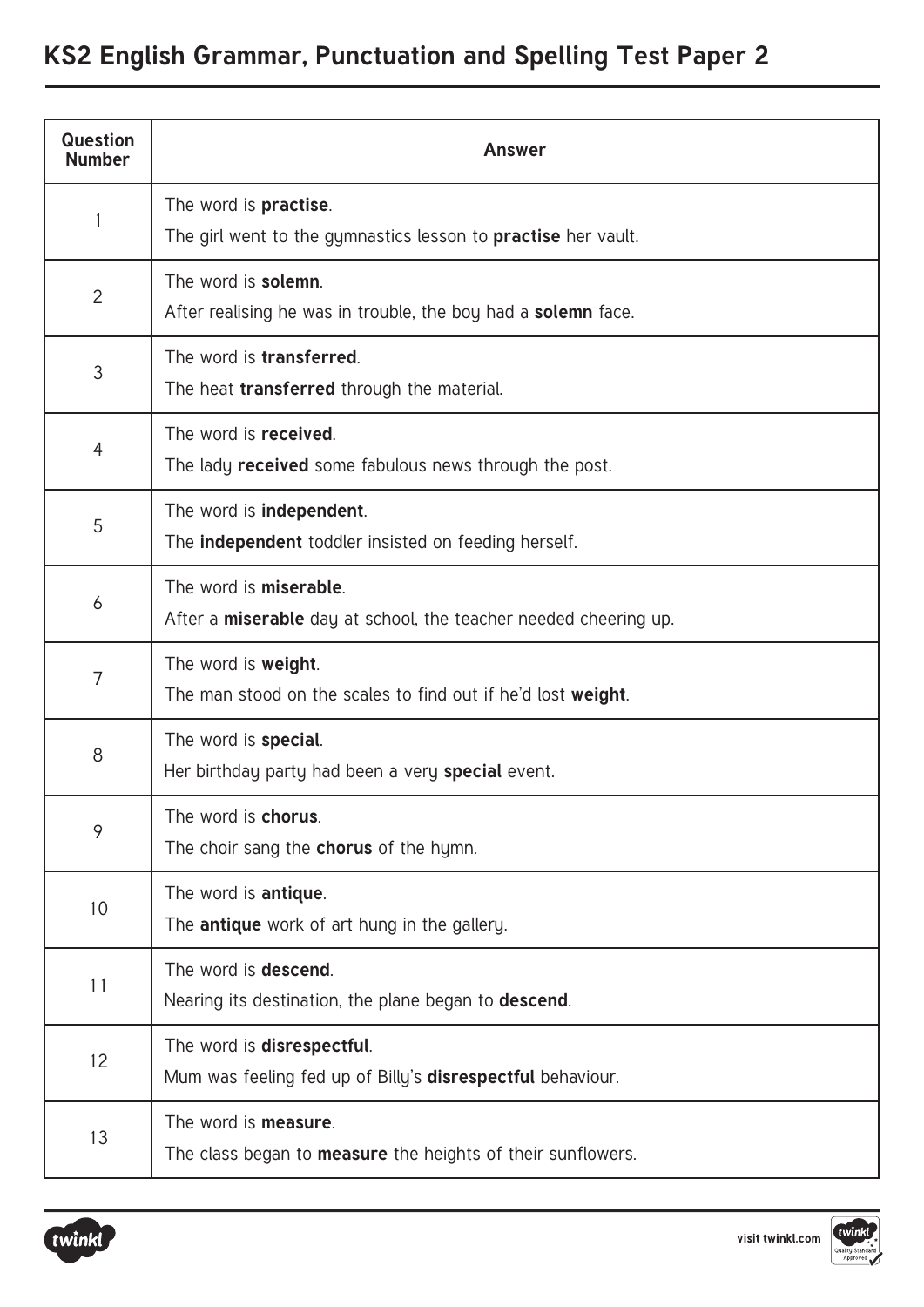# KS2 English Grammar, Punctuation and Spelling Test Paper 2

| Question Number | Answer |
|---|---|
| 1 | The word is **practise**.<br>The girl went to the gymnastics lesson to **practise** her vault. |
| 2 | The word is **solemn**.<br>After realising he was in trouble, the boy had a **solemn** face. |
| 3 | The word is **transferred**.<br>The heat **transferred** through the material. |
| 4 | The word is **received**.<br>The lady **received** some fabulous news through the post. |
| 5 | The word is **independent**.<br>The **independent** toddler insisted on feeding herself. |
| 6 | The word is **miserable**.<br>After a **miserable** day at school, the teacher needed cheering up. |
| 7 | The word is **weight**.<br>The man stood on the scales to find out if he'd lost **weight**. |
| 8 | The word is **special**.<br>Her birthday party had been a very **special** event. |
| 9 | The word is **chorus**.<br>The choir sang the **chorus** of the hymn. |
| 10 | The word is **antique**.<br>The **antique** work of art hung in the gallery. |
| 11 | The word is **descend**.<br>Nearing its destination, the plane began to **descend**. |
| 12 | The word is **disrespectful**.<br>Mum was feeling fed up of Billy's **disrespectful** behaviour. |
| 13 | The word is **measure**.<br>The class began to **measure** the heights of their sunflowers. |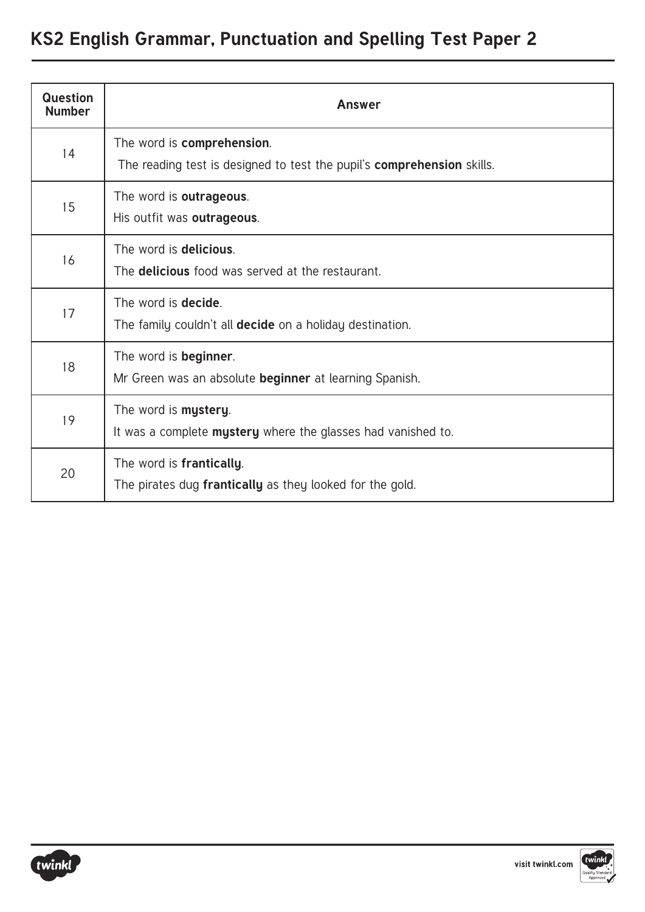# KS2 English Grammar, Punctuation and Spelling Test Paper 2

| Question Number | Answer |
|---|---|
| 14 | The word is **comprehension**.<br>The reading test is designed to test the pupil's **comprehension** skills. |
| 15 | The word is **outrageous**.<br>His outfit was **outrageous**. |
| 16 | The word is **delicious**.<br>The **delicious** food was served at the restaurant. |
| 17 | The word is **decide**.<br>The family couldn't all **decide** on a holiday destination. |
| 18 | The word is **beginner**.<br>Mr Green was an absolute **beginner** at learning Spanish. |
| 19 | The word is **mystery**.<br>It was a complete **mystery** where the glasses had vanished to. |
| 20 | The word is **frantically**.<br>The pirates dug **frantically** as they looked for the gold. |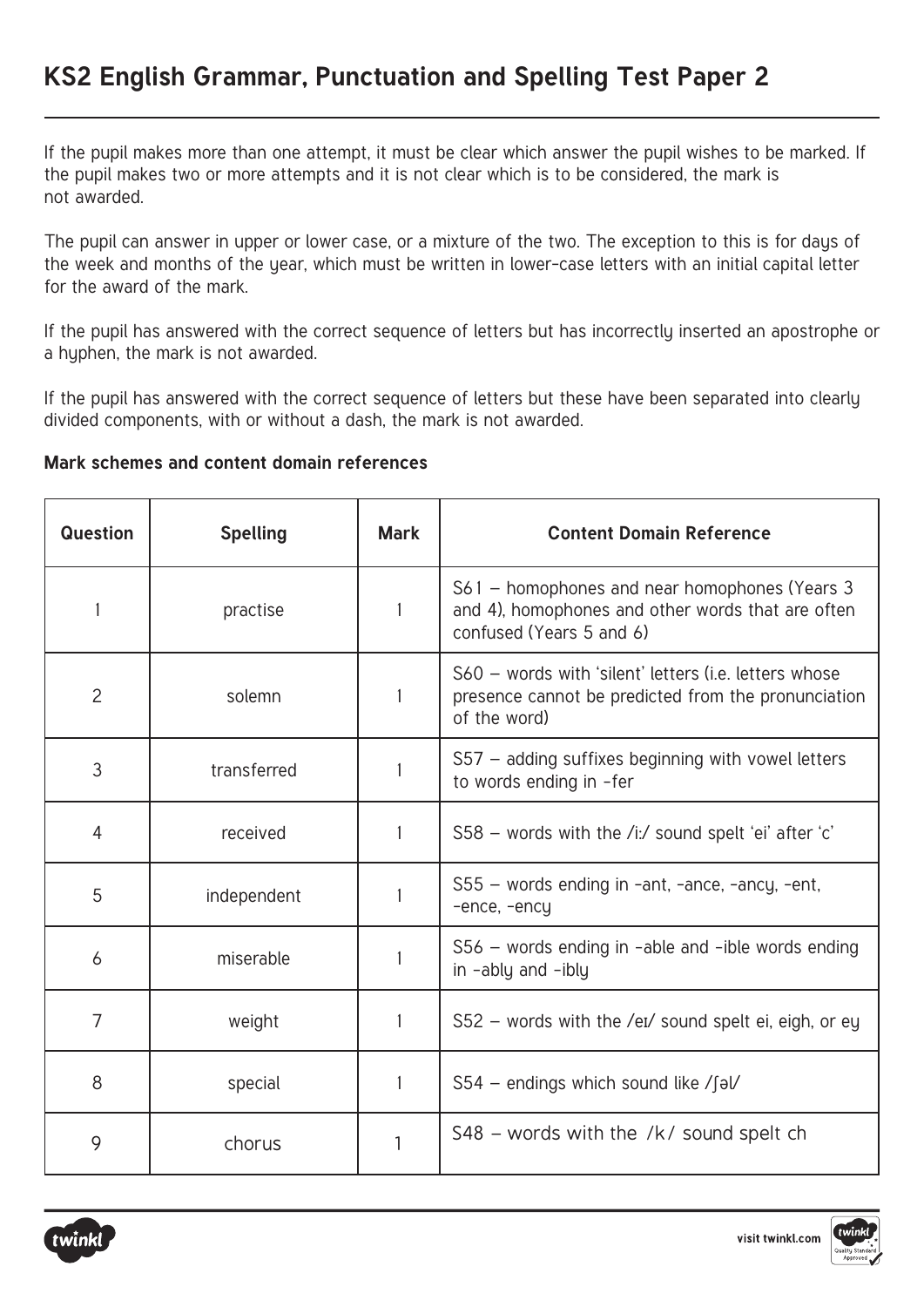# KS2 English Grammar, Punctuation and Spelling Test Paper 2

If the pupil makes more than one attempt, it must be clear which answer the pupil wishes to be marked. If the pupil makes two or more attempts and it is not clear which is to be considered, the mark is not awarded.

The pupil can answer in upper or lower case, or a mixture of the two. The exception to this is for days of the week and months of the year, which must be written in lower-case letters with an initial capital letter for the award of the mark.

If the pupil has answered with the correct sequence of letters but has incorrectly inserted an apostrophe or a hyphen, the mark is not awarded.

If the pupil has answered with the correct sequence of letters but these have been separated into clearly divided components, with or without a dash, the mark is not awarded.

**Mark schemes and content domain references**

| Question | Spelling | Mark | Content Domain Reference |
|---|---|---|---|
| 1 | practise | 1 | S61 – homophones and near homophones (Years 3 and 4), homophones and other words that are often confused (Years 5 and 6) |
| 2 | solemn | 1 | S60 – words with 'silent' letters (i.e. letters whose presence cannot be predicted from the pronunciation of the word) |
| 3 | transferred | 1 | S57 – adding suffixes beginning with vowel letters to words ending in -fer |
| 4 | received | 1 | S58 – words with the /iː/ sound spelt 'ei' after 'c' |
| 5 | independent | 1 | S55 – words ending in -ant, -ance, -ancy, -ent, -ence, -ency |
| 6 | miserable | 1 | S56 – words ending in -able and -ible words ending in -ably and -ibly |
| 7 | weight | 1 | S52 – words with the /eɪ/ sound spelt ei, eigh, or ey |
| 8 | special | 1 | S54 – endings which sound like /ʃəl/ |
| 9 | chorus | 1 | S48 – words with the /k/ sound spelt ch |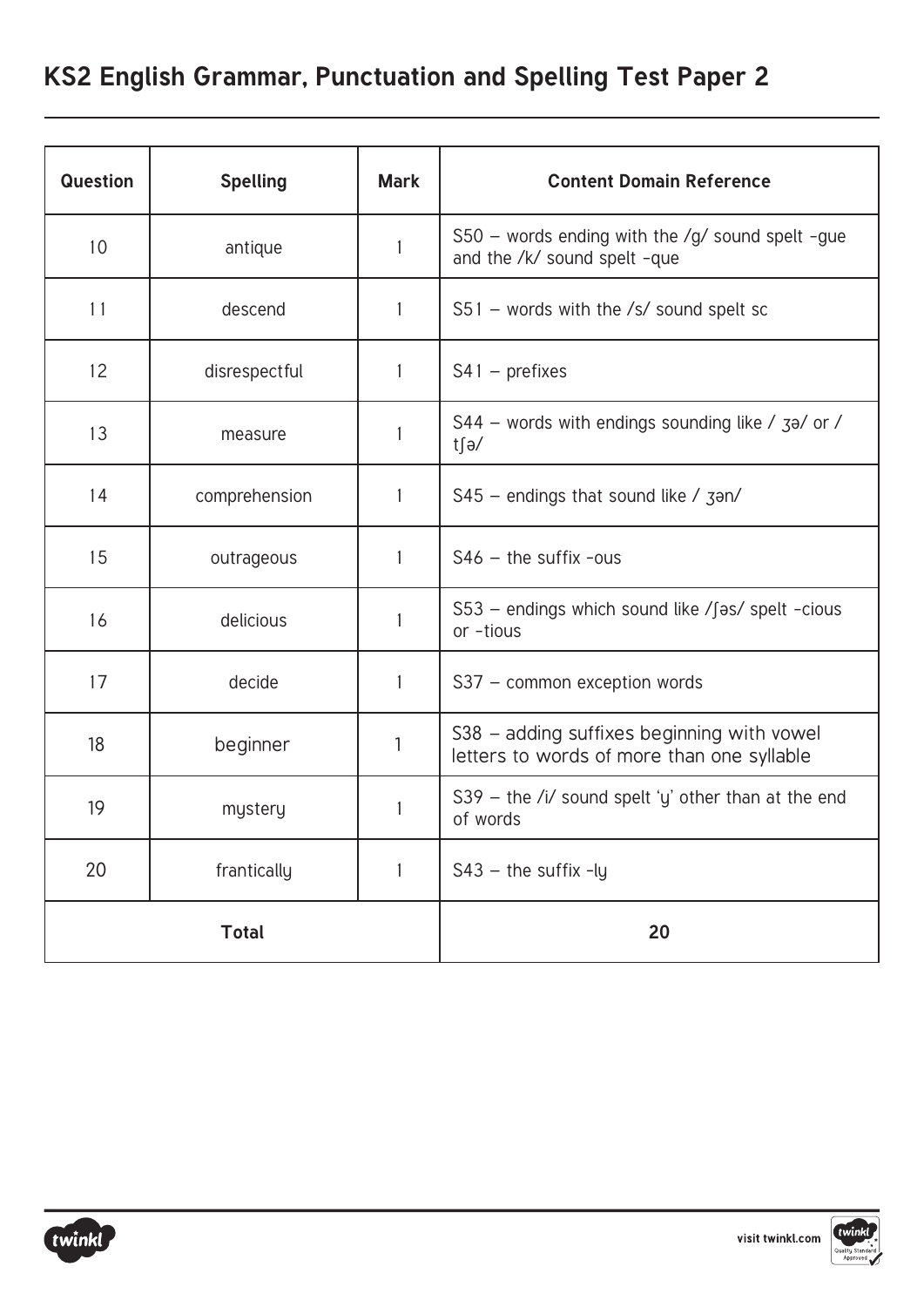# KS2 English Grammar, Punctuation and Spelling Test Paper 2

| Question | Spelling | Mark | Content Domain Reference |
|---|---|---|---|
| 10 | antique | 1 | S50 – words ending with the /g/ sound spelt -gue and the /k/ sound spelt -que |
| 11 | descend | 1 | S51 – words with the /s/ sound spelt sc |
| 12 | disrespectful | 1 | S41 – prefixes |
| 13 | measure | 1 | S44 – words with endings sounding like / ʒə/ or / tʃə/ |
| 14 | comprehension | 1 | S45 – endings that sound like / ʒən/ |
| 15 | outrageous | 1 | S46 – the suffix -ous |
| 16 | delicious | 1 | S53 – endings which sound like /ʃəs/ spelt -cious or -tious |
| 17 | decide | 1 | S37 – common exception words |
| 18 | beginner | 1 | S38 – adding suffixes beginning with vowel letters to words of more than one syllable |
| 19 | mystery | 1 | S39 – the /i/ sound spelt 'y' other than at the end of words |
| 20 | frantically | 1 | S43 – the suffix -ly |
| **Total** | | | **20** |